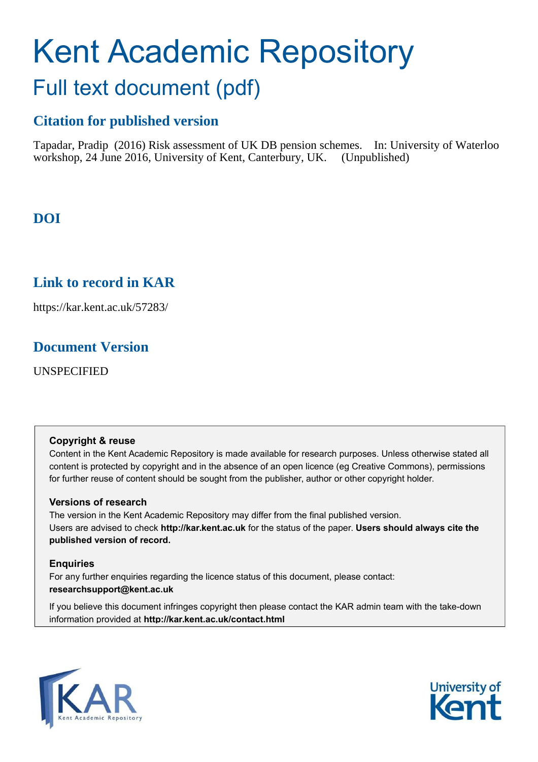# Kent Academic Repository

## Full text document (pdf)

### Citation for published version

Tapadar, Pradip (2016) Risk assessment of UK DB pension schemes. In: University of Waterloo workshop, 24 June 2016, University of Kent, Canterbury, UK. (Unpublished)

### DOI

### Link to record in KAR

https://kar.kent.ac.uk/57283/

### Document Version

UNSPECIFIED

**Copyright & reuse**

Content in the Kent Academic Repository is made available for research purposes. Unless otherwise stated all content is protected by copyright and in the absence of an open licence (eg Creative Commons), permissions for further reuse of content should be sought from the publisher, author or other copyright holder.

**Versions of research**

The version in the Kent Academic Repository may differ from the final published version. Users are advised to check **http://kar.kent.ac.uk** for the status of the paper. **Users should always cite the published version of record.**

**Enquiries**

For any further enquiries regarding the licence status of this document, please contact: **researchsupport@kent.ac.uk**

If you believe this document infringes copyright then please contact the KAR admin team with the take-down information provided at **http://kar.kent.ac.uk/contact.html**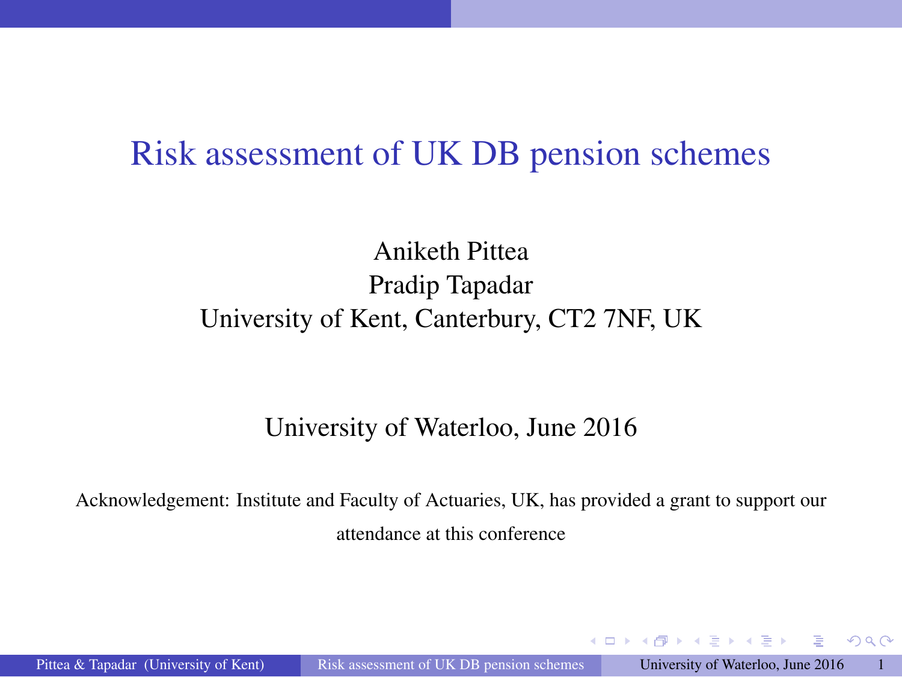# Risk assessment of UK DB pension schemes

Aniketh Pittea
Pradip Tapadar
University of Kent, Canterbury, CT2 7NF, UK

University of Waterloo, June 2016

Acknowledgement: Institute and Faculty of Actuaries, UK, has provided a grant to support our attendance at this conference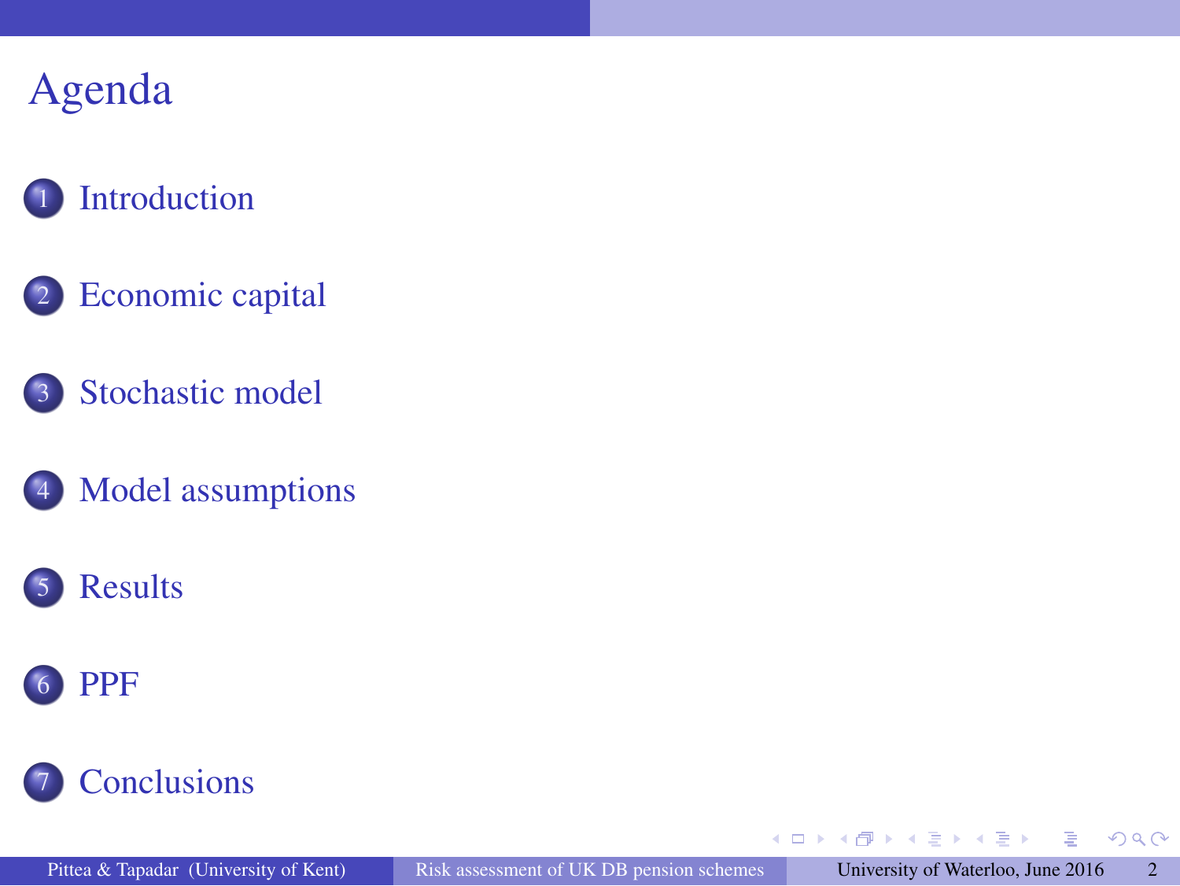# Agenda

1. Introduction
2. Economic capital
3. Stochastic model
4. Model assumptions
5. Results
6. PPF
7. Conclusions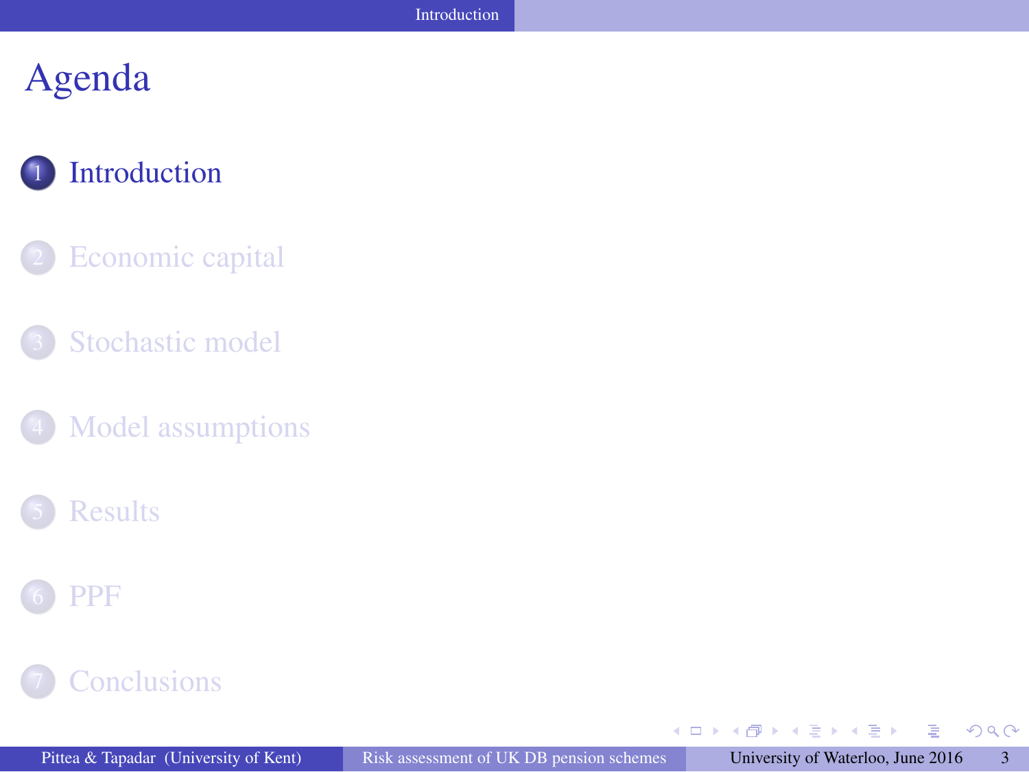# Agenda

1. Introduction
2. Economic capital
3. Stochastic model
4. Model assumptions
5. Results
6. PPF
7. Conclusions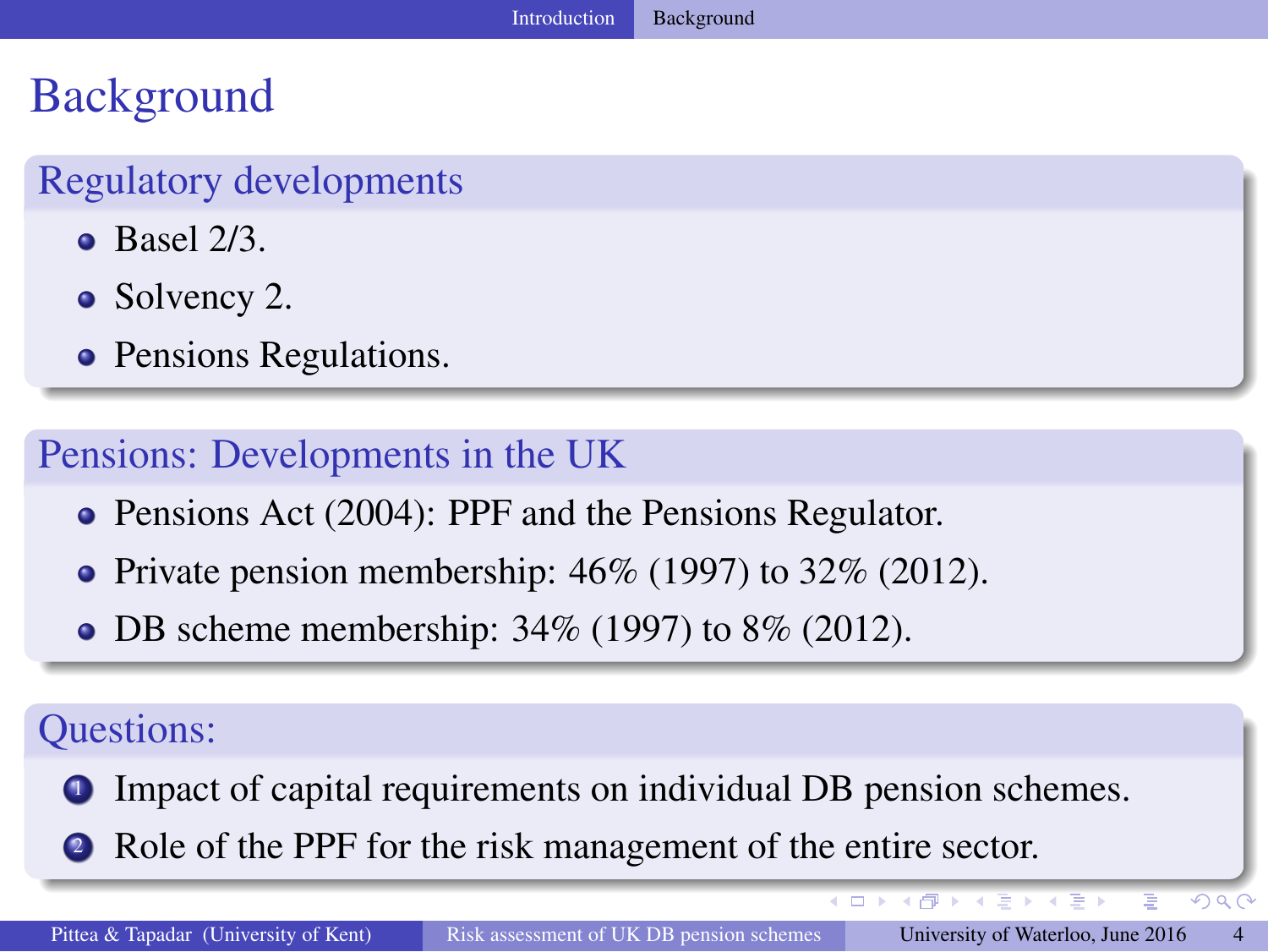# Background

## Regulatory developments

- Basel 2/3.
- Solvency 2.
- Pensions Regulations.

## Pensions: Developments in the UK

- Pensions Act (2004): PPF and the Pensions Regulator.
- Private pension membership: 46% (1997) to 32% (2012).
- DB scheme membership: 34% (1997) to 8% (2012).

## Questions:

1. Impact of capital requirements on individual DB pension schemes.
2. Role of the PPF for the risk management of the entire sector.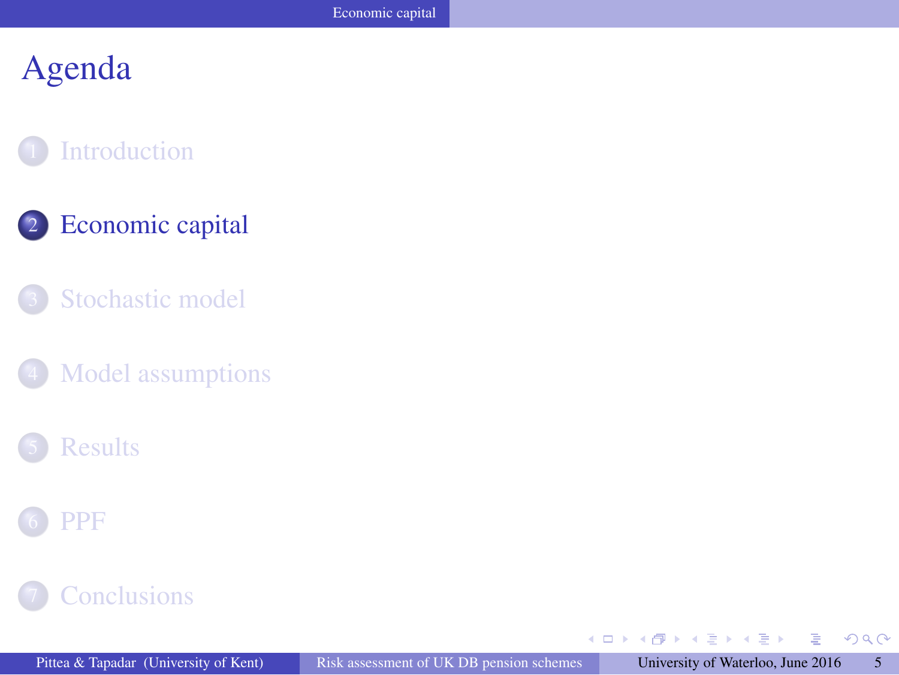# Agenda

1. Introduction
2. **Economic capital**
3. Stochastic model
4. Model assumptions
5. Results
6. PPF
7. Conclusions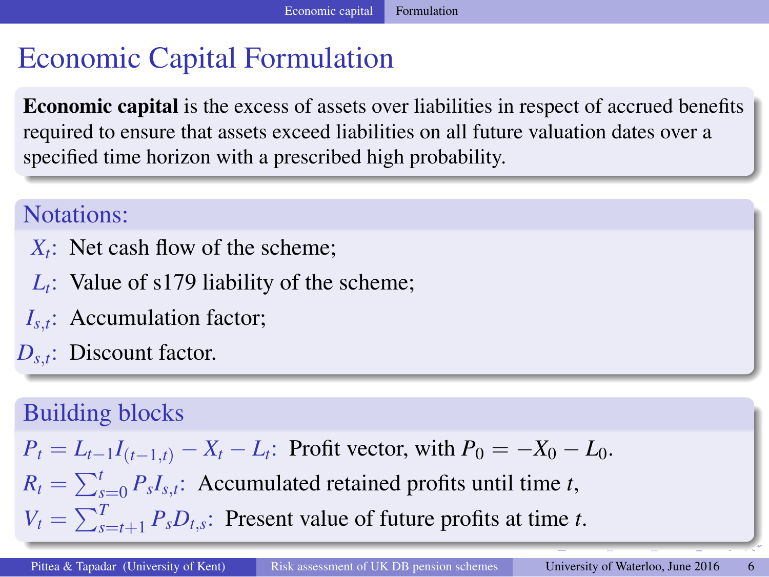# Economic Capital Formulation

**Economic capital** is the excess of assets over liabilities in respect of accrued benefits required to ensure that assets exceed liabilities on all future valuation dates over a specified time horizon with a prescribed high probability.

## Notations:

- $X_t$: Net cash flow of the scheme;
- $L_t$: Value of s179 liability of the scheme;
- $I_{s,t}$: Accumulation factor;
- $D_{s,t}$: Discount factor.

## Building blocks

$P_t = L_{t-1}I_{(t-1,t)} - X_t - L_t$: Profit vector, with $P_0 = -X_0 - L_0$.

$R_t = \sum_{s=0}^{t} P_s I_{s,t}$: Accumulated retained profits until time $t$,

$V_t = \sum_{s=t+1}^{T} P_s D_{t,s}$: Present value of future profits at time $t$.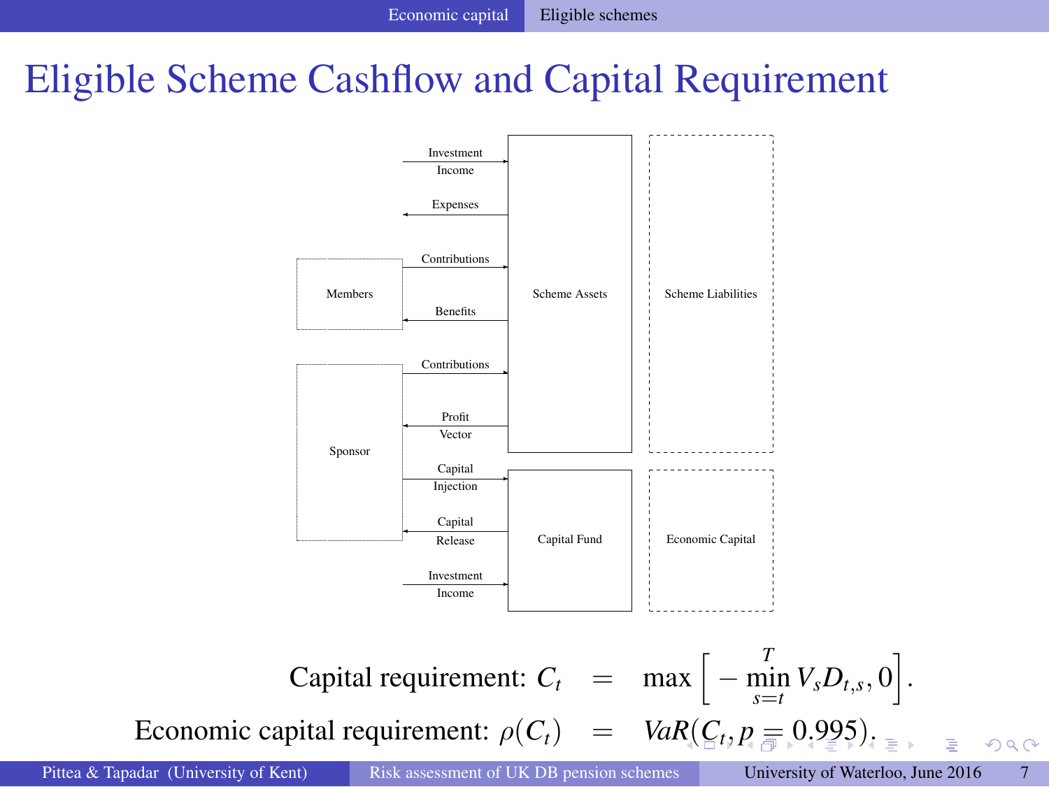# Eligible Scheme Cashflow and Capital Requirement

Investment Income

Expenses

Contributions

Members

Benefits

Scheme Assets

Scheme Liabilities

Contributions

Profit Vector

Sponsor

Capital Injection

Capital Release

Capital Fund

Economic Capital

Investment Income

$$\text{Capital requirement: } C_t = \max\left[ -\min_{s=t}^{T} V_s D_{t,s}, 0 \right].$$

$$\text{Economic capital requirement: } \rho(C_t) = VaR(C_t, p = 0.995).$$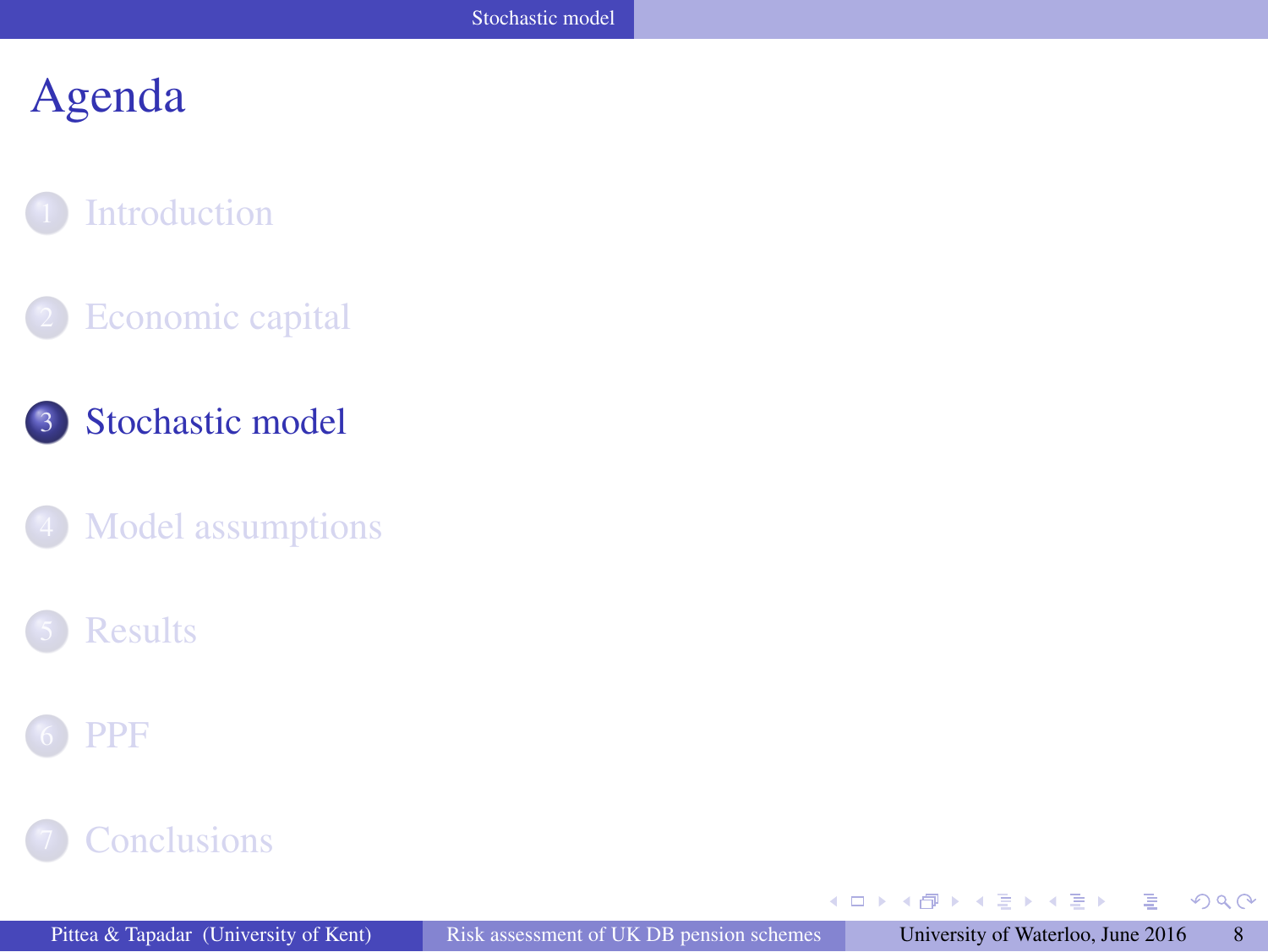# Agenda

1. Introduction
2. Economic capital
3. Stochastic model
4. Model assumptions
5. Results
6. PPF
7. Conclusions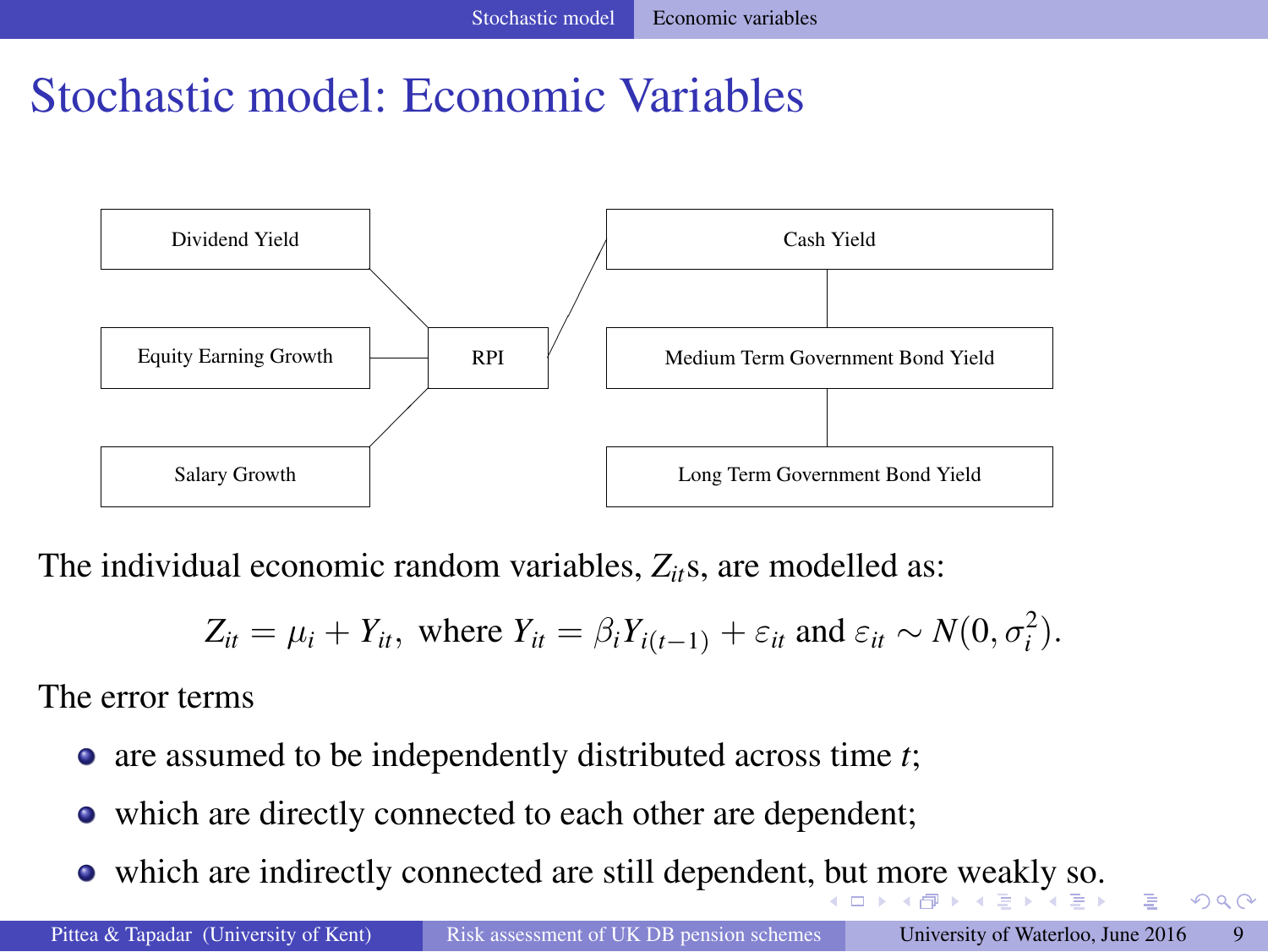# Stochastic model: Economic Variables

Dividend Yield

Equity Earning Growth

Salary Growth

RPI

Cash Yield

Medium Term Government Bond Yield

Long Term Government Bond Yield

The individual economic random variables, $Z_{it}$s, are modelled as:

$$Z_{it} = \mu_i + Y_{it}, \text{ where } Y_{it} = \beta_i Y_{i(t-1)} + \varepsilon_{it} \text{ and } \varepsilon_{it} \sim N(0, \sigma_i^2).$$

The error terms

- are assumed to be independently distributed across time $t$;
- which are directly connected to each other are dependent;
- which are indirectly connected are still dependent, but more weakly so.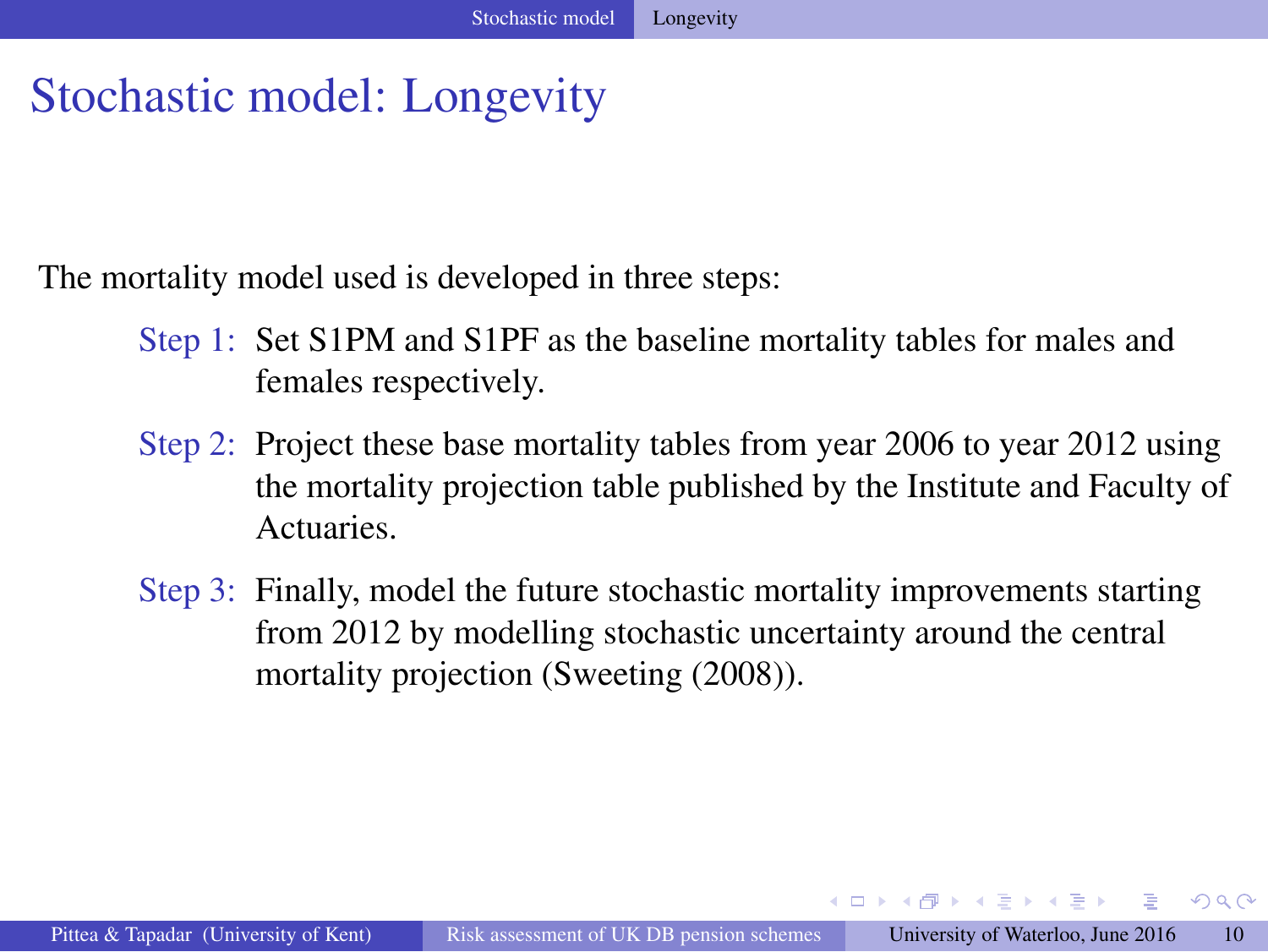# Stochastic model: Longevity

The mortality model used is developed in three steps:

- Step 1: Set S1PM and S1PF as the baseline mortality tables for males and females respectively.
- Step 2: Project these base mortality tables from year 2006 to year 2012 using the mortality projection table published by the Institute and Faculty of Actuaries.
- Step 3: Finally, model the future stochastic mortality improvements starting from 2012 by modelling stochastic uncertainty around the central mortality projection (Sweeting (2008)).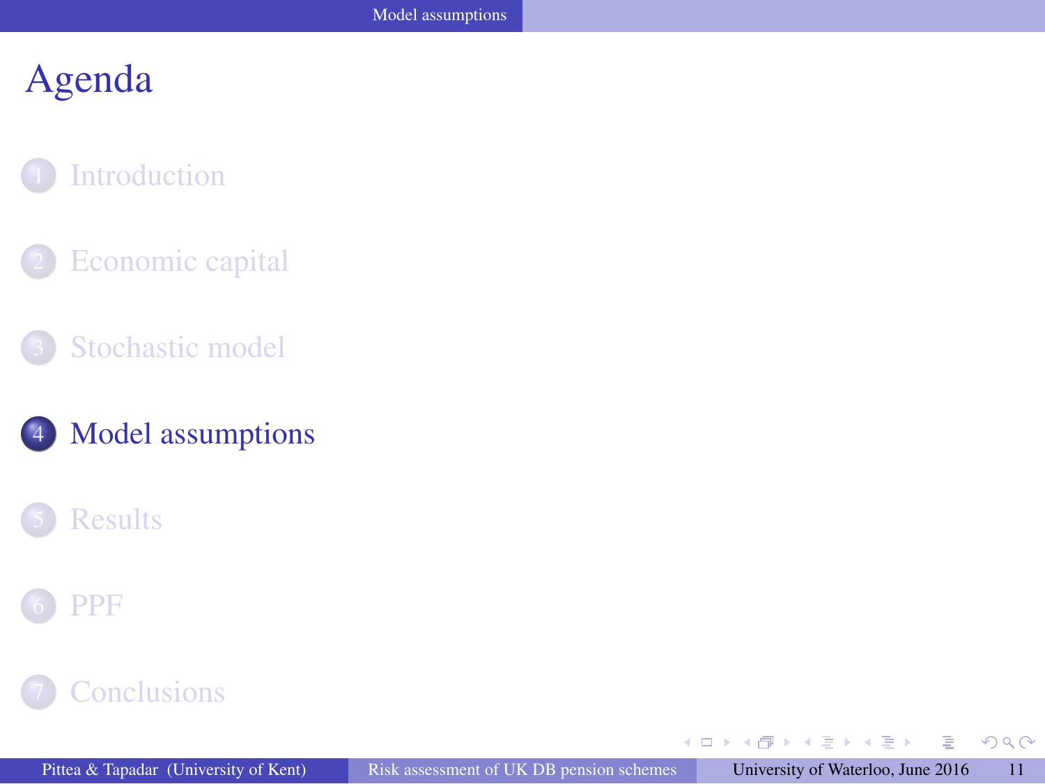# Agenda

1. Introduction
2. Economic capital
3. Stochastic model
4. **Model assumptions**
5. Results
6. PPF
7. Conclusions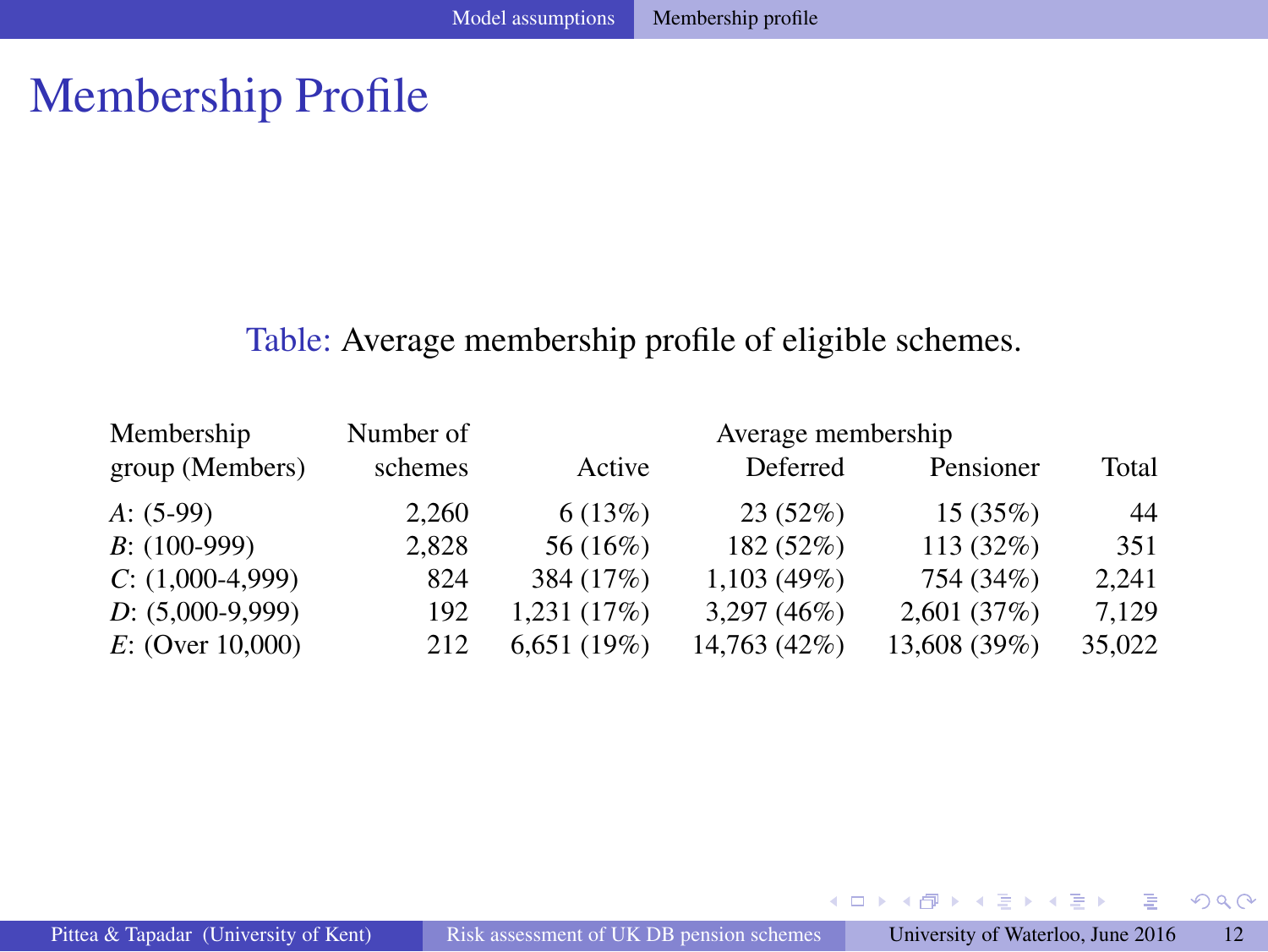# Membership Profile

Table: Average membership profile of eligible schemes.

| Membership group (Members) | Number of schemes | Average membership | | | |
|---|---|---|---|---|---|
| | | Active | Deferred | Pensioner | Total |
| *A*: (5-99) | 2,260 | 6 (13%) | 23 (52%) | 15 (35%) | 44 |
| *B*: (100-999) | 2,828 | 56 (16%) | 182 (52%) | 113 (32%) | 351 |
| *C*: (1,000-4,999) | 824 | 384 (17%) | 1,103 (49%) | 754 (34%) | 2,241 |
| *D*: (5,000-9,999) | 192 | 1,231 (17%) | 3,297 (46%) | 2,601 (37%) | 7,129 |
| *E*: (Over 10,000) | 212 | 6,651 (19%) | 14,763 (42%) | 13,608 (39%) | 35,022 |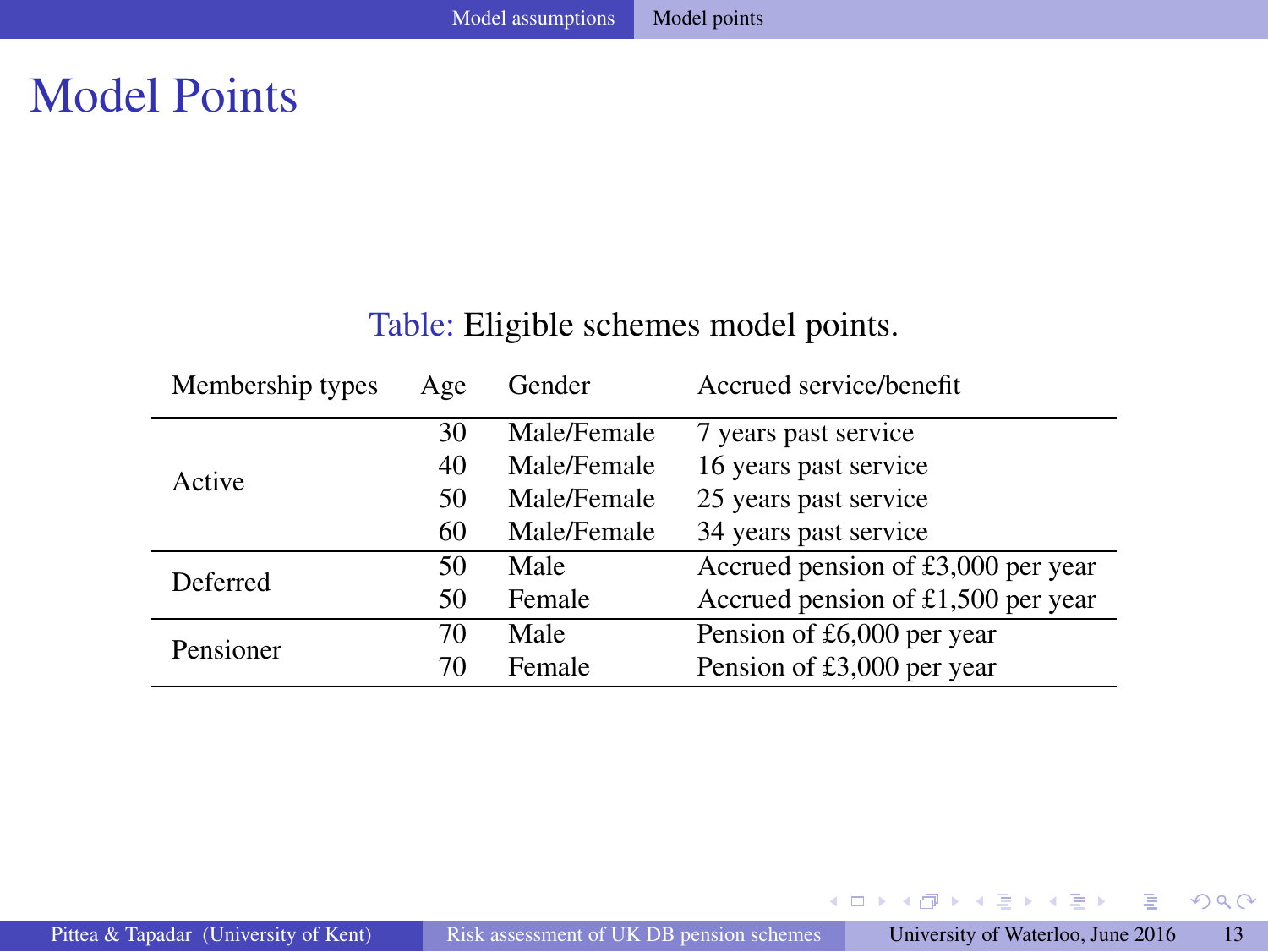# Model Points

Table: Eligible schemes model points.

| Membership types | Age | Gender | Accrued service/benefit |
|---|---|---|---|
| Active | 30 | Male/Female | 7 years past service |
| | 40 | Male/Female | 16 years past service |
| | 50 | Male/Female | 25 years past service |
| | 60 | Male/Female | 34 years past service |
| Deferred | 50 | Male | Accrued pension of £3,000 per year |
| | 50 | Female | Accrued pension of £1,500 per year |
| Pensioner | 70 | Male | Pension of £6,000 per year |
| | 70 | Female | Pension of £3,000 per year |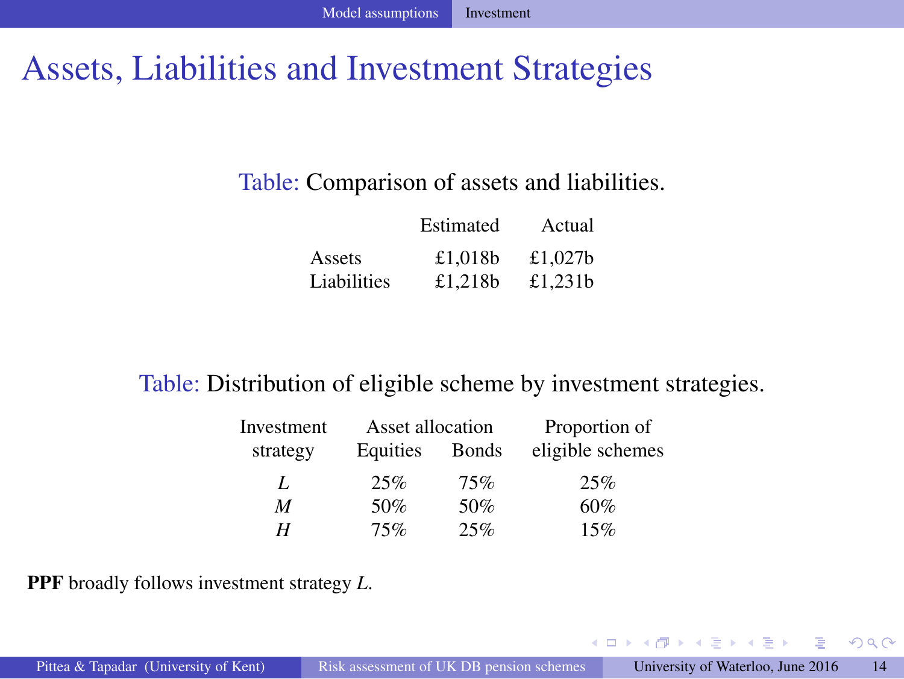# Assets, Liabilities and Investment Strategies

Table: Comparison of assets and liabilities.

| | Estimated | Actual |
|---|---|---|
| Assets | £1,018b | £1,027b |
| Liabilities | £1,218b | £1,231b |

Table: Distribution of eligible scheme by investment strategies.

| Investment strategy | Asset allocation | | Proportion of eligible schemes |
|---|---|---|---|
| | Equities | Bonds | |
| *L* | 25% | 75% | 25% |
| *M* | 50% | 50% | 60% |
| *H* | 75% | 25% | 15% |

**PPF** broadly follows investment strategy *L*.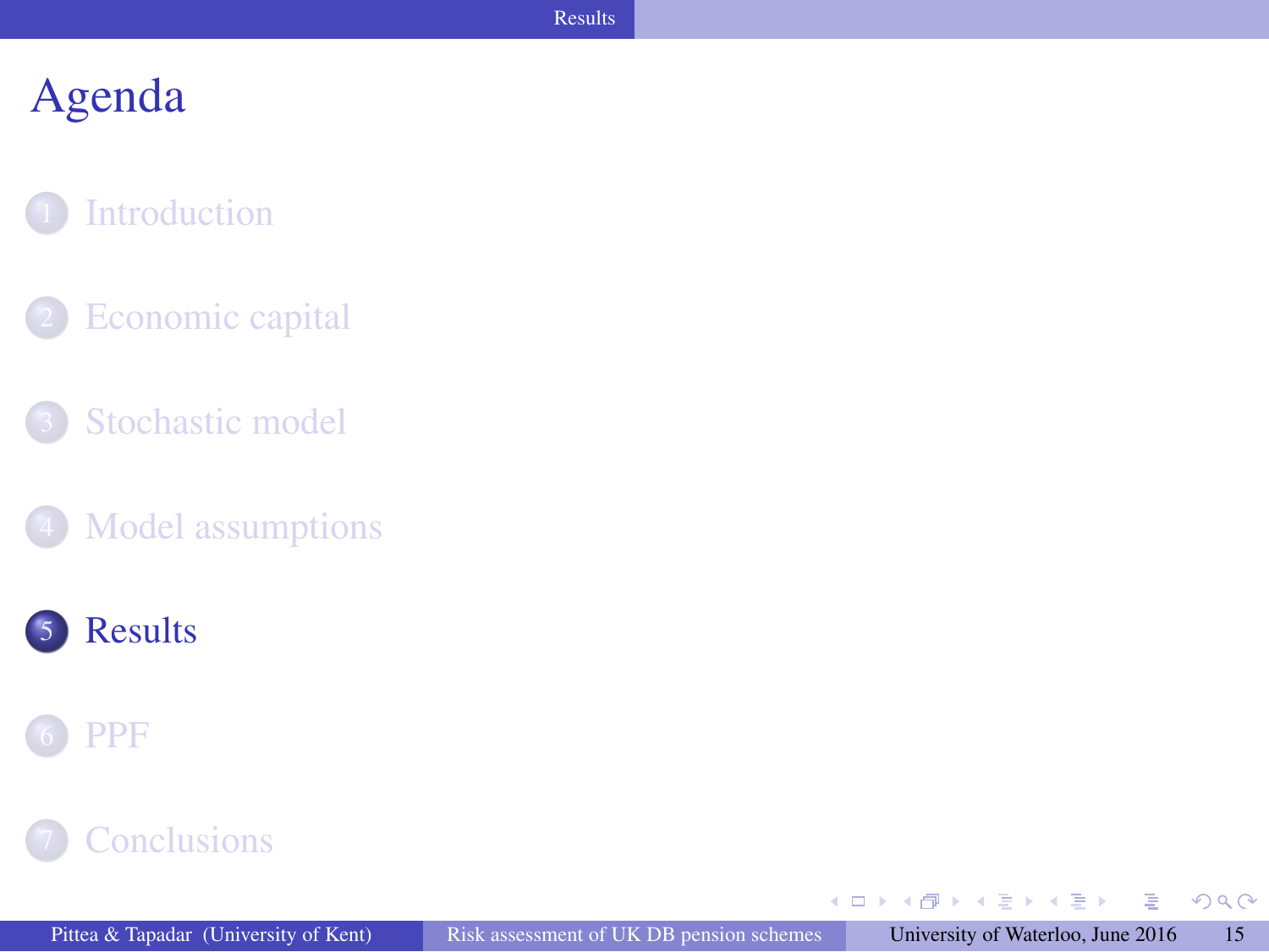# Agenda

1. Introduction
2. Economic capital
3. Stochastic model
4. Model assumptions
5. **Results**
6. PPF
7. Conclusions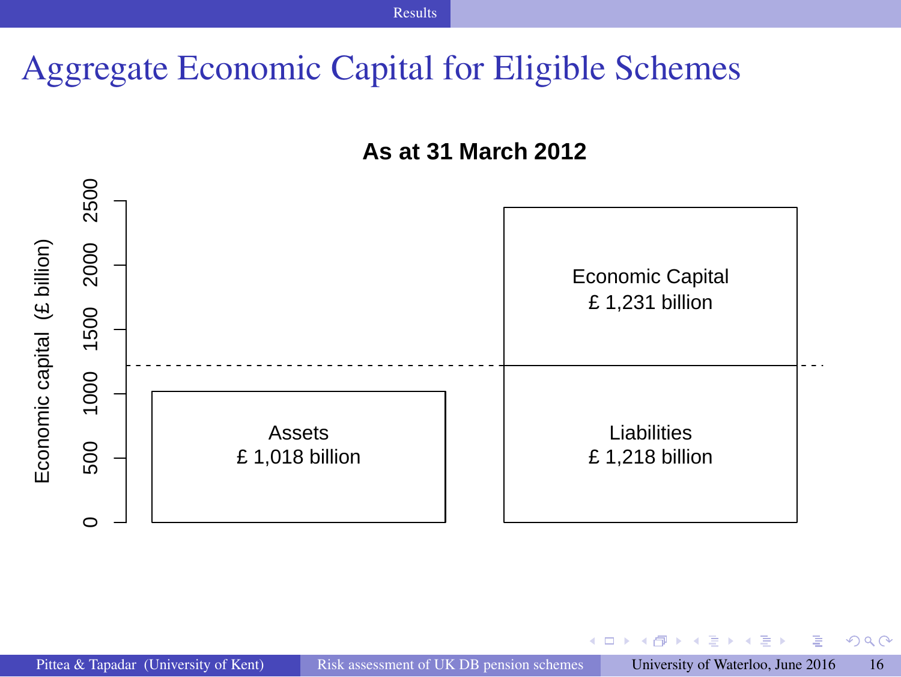# Aggregate Economic Capital for Eligible Schemes

**As at 31 March 2012**

Economic capital (£ billion)

0
500
1000
1500
2000
2500

Assets
£ 1,018 billion

Economic Capital
£ 1,231 billion

Liabilities
£ 1,218 billion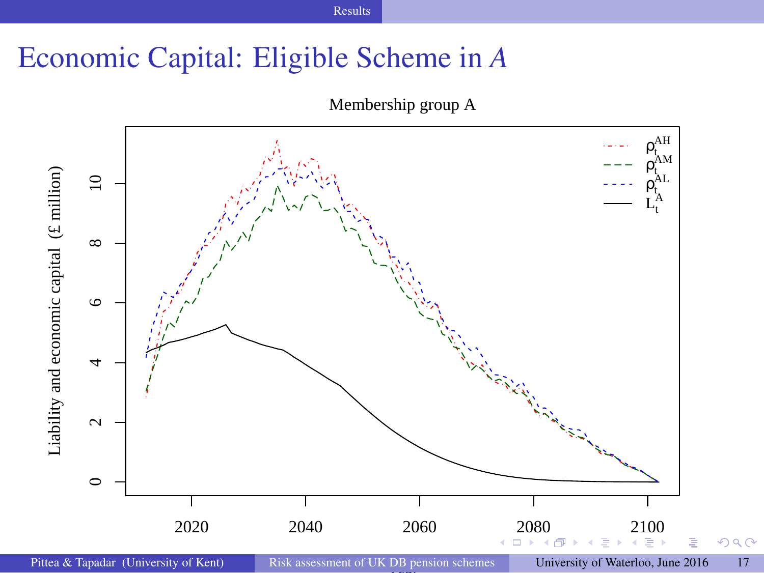# Economic Capital: Eligible Scheme in *A*

Membership group A

Legend: $\rho_t^{AH}$, $\rho_t^{AM}$, $\rho_t^{AL}$, $L_t^A$

Y-axis: Liability and economic capital (£ million) — 0, 2, 4, 6, 8, 10

X-axis: 2020, 2040, 2060, 2080, 2100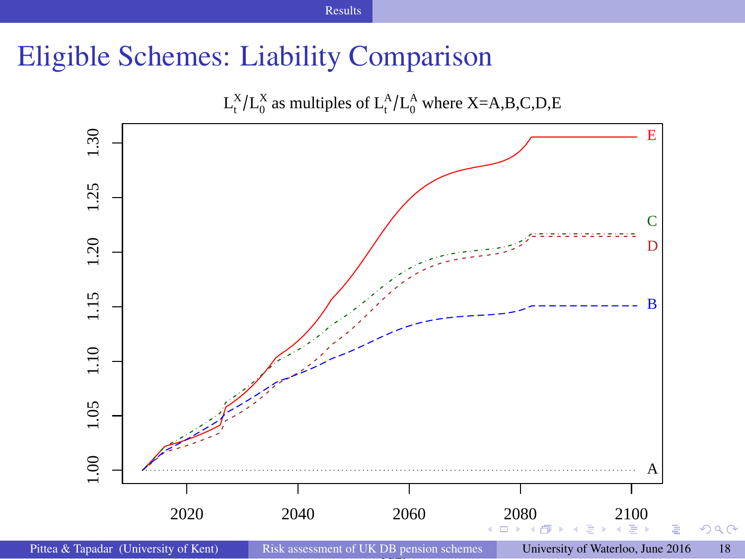# Eligible Schemes: Liability Comparison

$L_t^X/L_0^X$ as multiples of $L_t^A/L_0^A$ where X=A,B,C,D,E

1.30
1.25
1.20
1.15
1.10
1.05
1.00

2020
2040
2060
2080
2100

E
C
D
B
A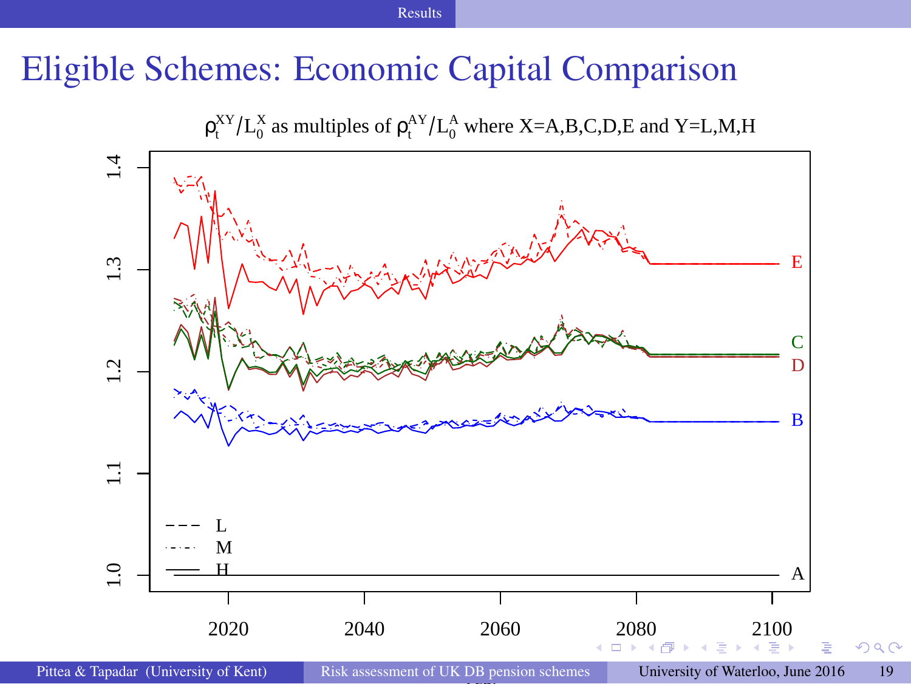# Eligible Schemes: Economic Capital Comparison

$\rho_t^{XY}/L_0^X$ as multiples of $\rho_t^{AY}/L_0^A$ where X=A,B,C,D,E and Y=L,M,H

1.4
1.3
1.2
1.1
1.0

2020
2040
2060
2080
2100

E
C
D
B
A

L
M
H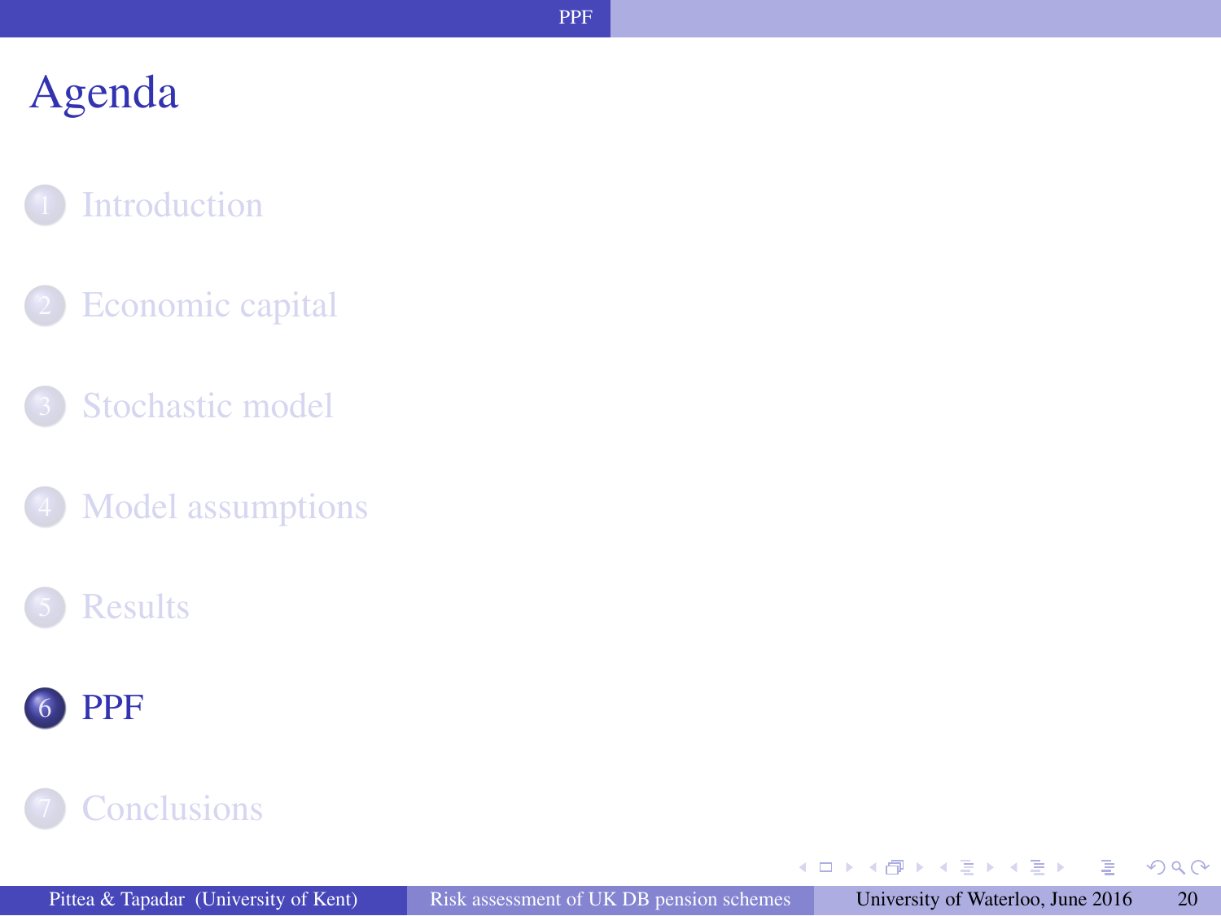# Agenda

1. Introduction
2. Economic capital
3. Stochastic model
4. Model assumptions
5. Results
6. **PPF**
7. Conclusions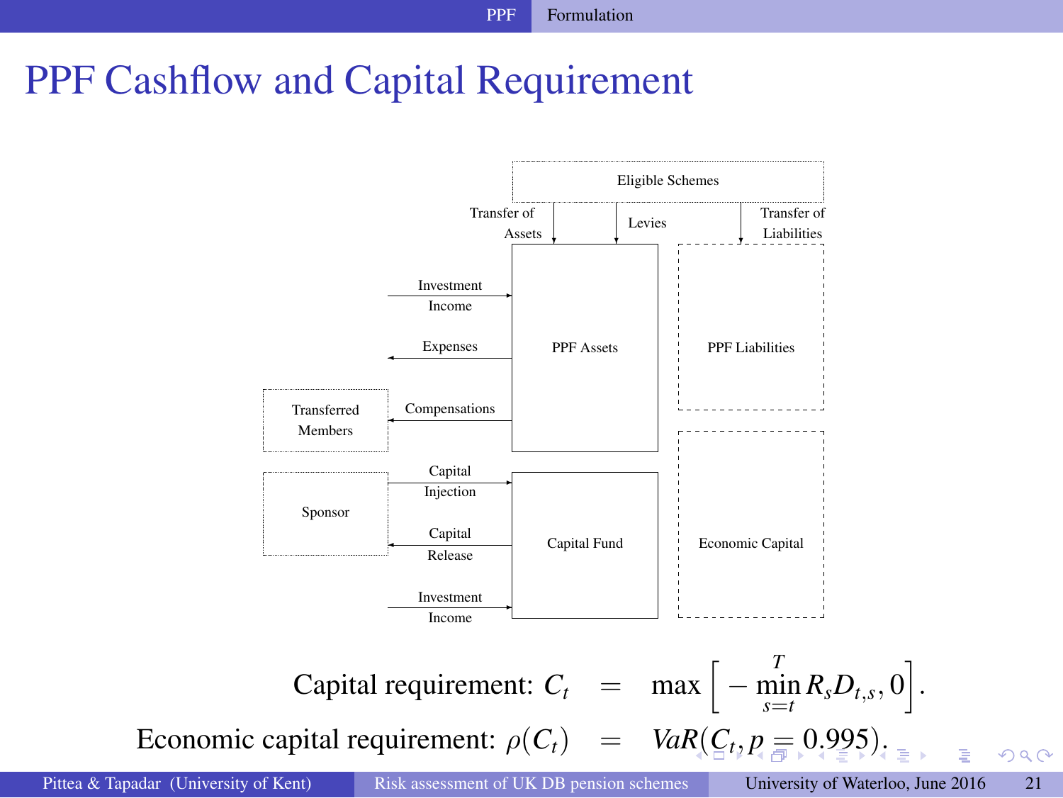# PPF Cashflow and Capital Requirement

Eligible Schemes

Transfer of Assets

Levies

Transfer of Liabilities

Investment Income

Expenses

PPF Assets

PPF Liabilities

Transferred Members

Compensations

Capital Injection

Sponsor

Capital Release

Capital Fund

Economic Capital

Investment Income

$$\text{Capital requirement: } C_t = \max\left[-\min_{s=t}^{T} R_s D_{t,s}, 0\right].$$

$$\text{Economic capital requirement: } \rho(C_t) = VaR(C_t, p = 0.995).$$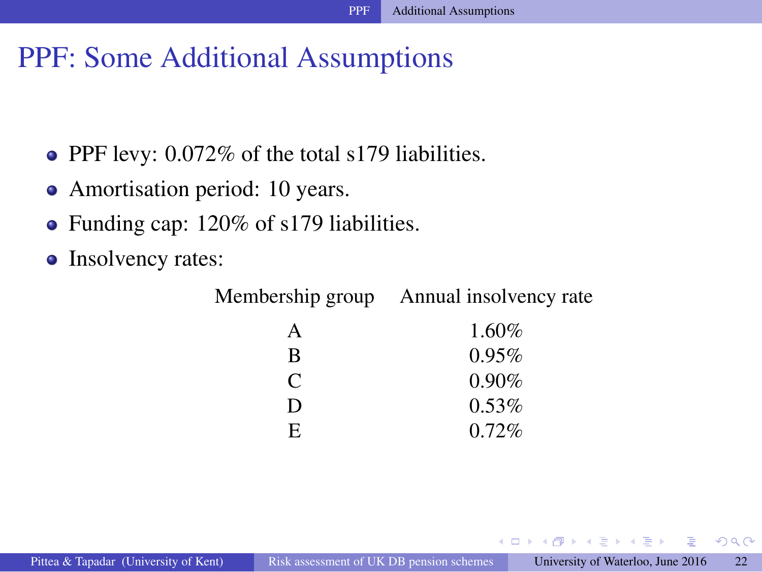# PPF: Some Additional Assumptions

- PPF levy: 0.072% of the total s179 liabilities.
- Amortisation period: 10 years.
- Funding cap: 120% of s179 liabilities.
- Insolvency rates:

| Membership group | Annual insolvency rate |
|---|---|
| A | 1.60% |
| B | 0.95% |
| C | 0.90% |
| D | 0.53% |
| E | 0.72% |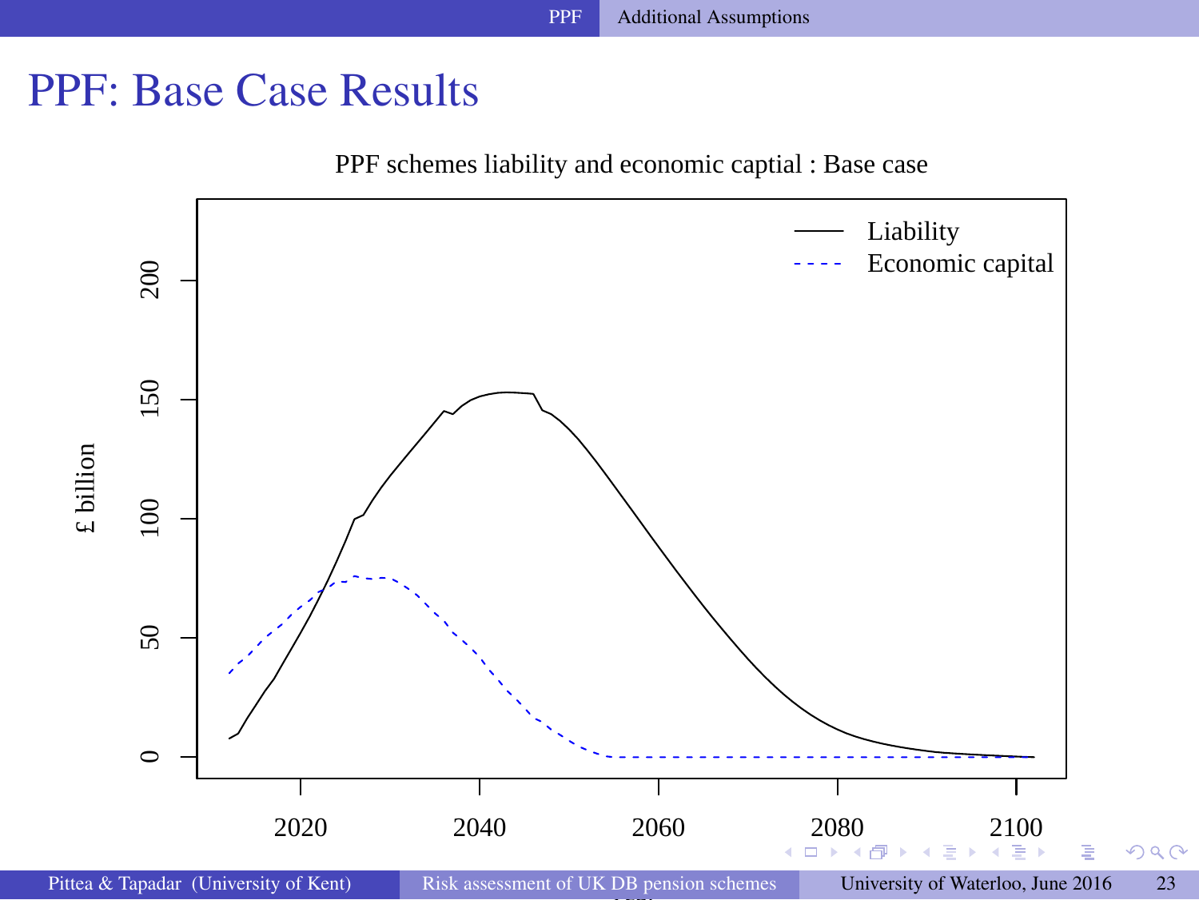# PPF: Base Case Results

PPF schemes liability and economic captial : Base case

Liability
Economic capital

£ billion

0
50
100
150
200

2020
2040
2060
2080
2100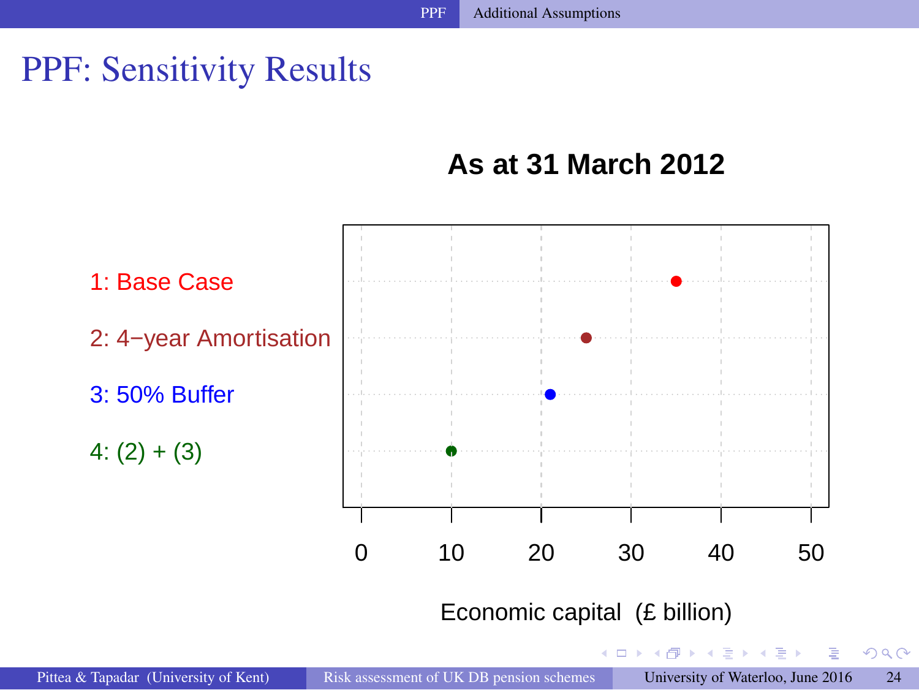# PPF: Sensitivity Results

**As at 31 March 2012**

1: Base Case

2: 4−year Amortisation

3: 50% Buffer

4: (2) + (3)

0 10 20 30 40 50

Economic capital (£ billion)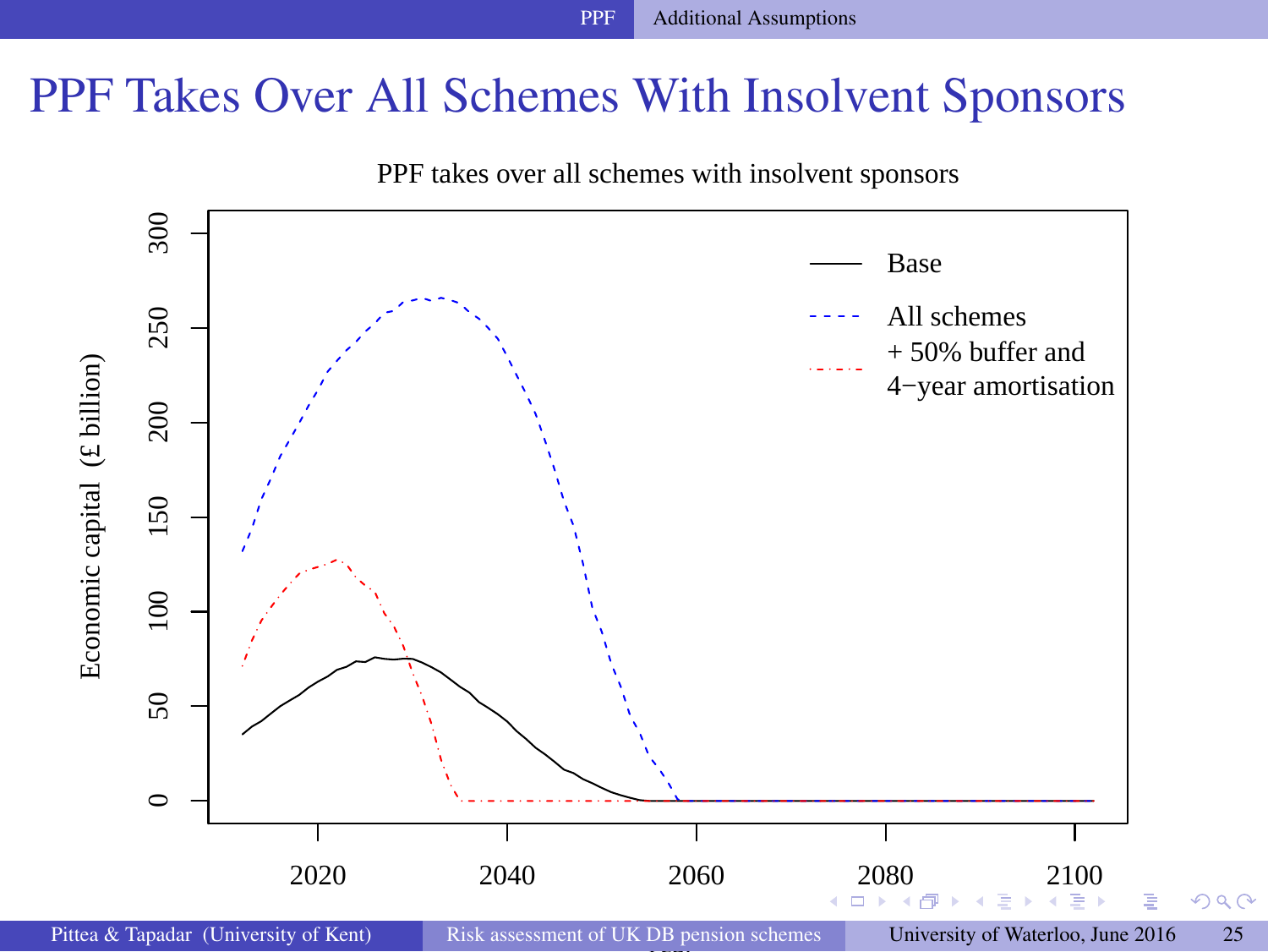# PPF Takes Over All Schemes With Insolvent Sponsors

PPF takes over all schemes with insolvent sponsors

Economic capital (£ billion)

0
50
100
150
200
250
300

2020
2040
2060
2080
2100

Base

All schemes

+ 50% buffer and
4−year amortisation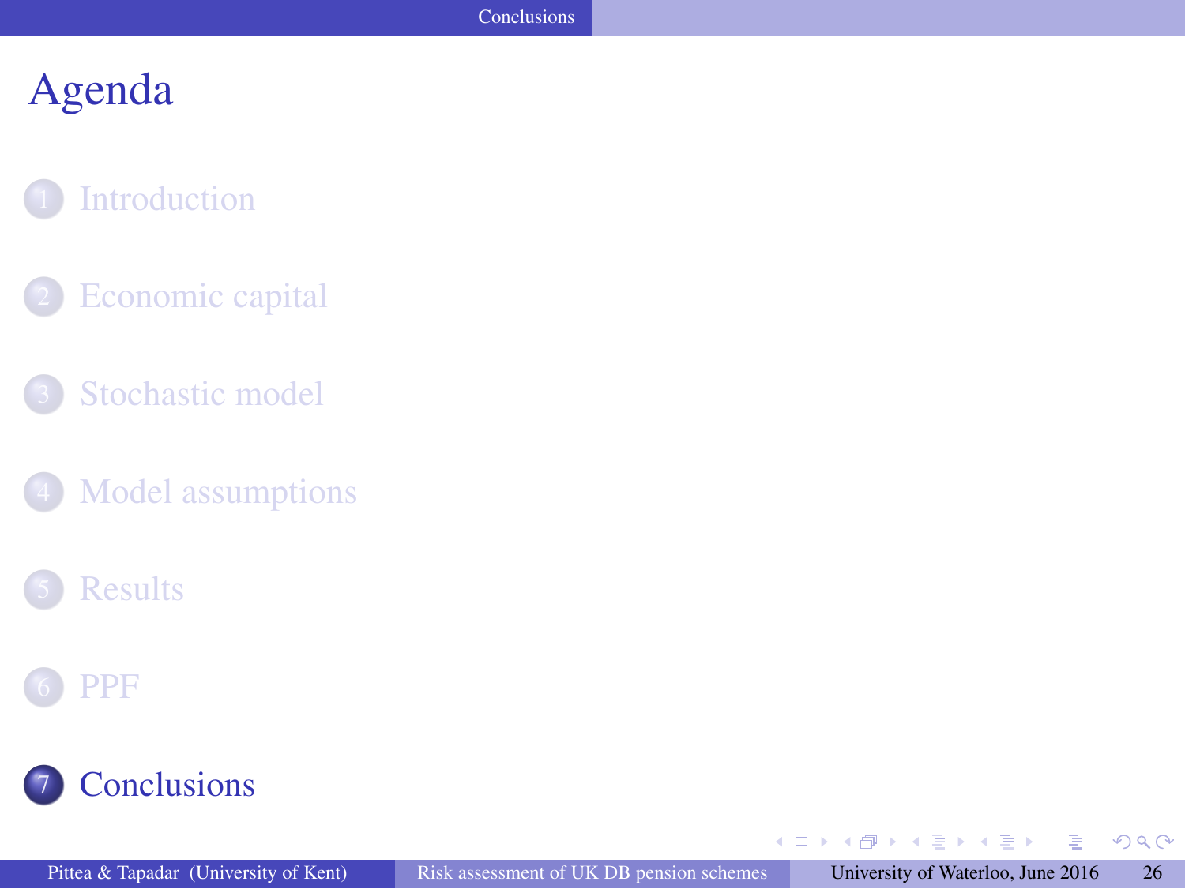# Agenda

1. Introduction
2. Economic capital
3. Stochastic model
4. Model assumptions
5. Results
6. PPF
7. Conclusions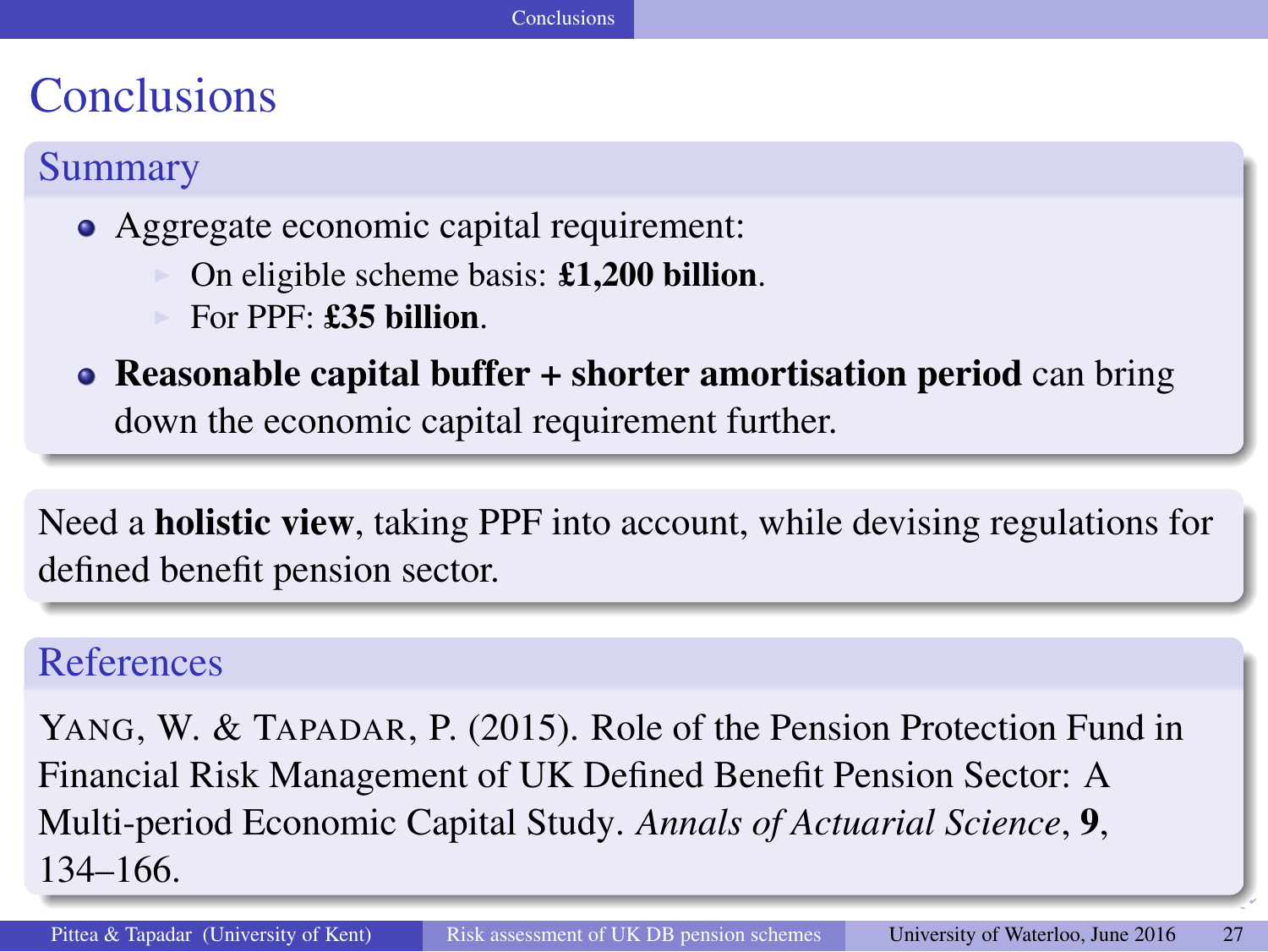# Conclusions

## Summary

- Aggregate economic capital requirement:
  - On eligible scheme basis: **£1,200 billion**.
  - For PPF: **£35 billion**.
- **Reasonable capital buffer + shorter amortisation period** can bring down the economic capital requirement further.

Need a **holistic view**, taking PPF into account, while devising regulations for defined benefit pension sector.

## References

YANG, W. & TAPADAR, P. (2015). Role of the Pension Protection Fund in Financial Risk Management of UK Defined Benefit Pension Sector: A Multi-period Economic Capital Study. *Annals of Actuarial Science*, **9**, 134–166.